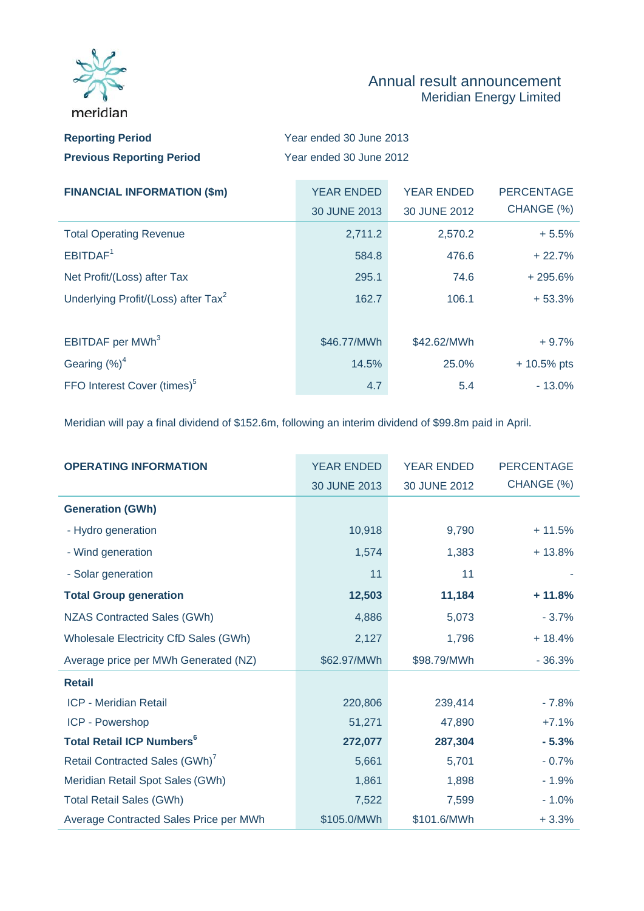meridian

# Annual result announcement
## Meridian Energy Limited

| | |
|---|---|
| **Reporting Period** | Year ended 30 June 2013 |
| **Previous Reporting Period** | Year ended 30 June 2012 |

| **FINANCIAL INFORMATION ($m)** | YEAR ENDED 30 JUNE 2013 | YEAR ENDED 30 JUNE 2012 | PERCENTAGE CHANGE (%) |
|---|---|---|---|
| Total Operating Revenue | 2,711.2 | 2,570.2 | + 5.5% |
| EBITDAF[1] | 584.8 | 476.6 | + 22.7% |
| Net Profit/(Loss) after Tax | 295.1 | 74.6 | + 295.6% |
| Underlying Profit/(Loss) after Tax[2] | 162.7 | 106.1 | + 53.3% |
| | | | |
| EBITDAF per MWh[3] | $46.77/MWh | $42.62/MWh | + 9.7% |
| Gearing (%)[4] | 14.5% | 25.0% | + 10.5% pts |
| FFO Interest Cover (times)[5] | 4.7 | 5.4 | - 13.0% |

Meridian will pay a final dividend of $152.6m, following an interim dividend of $99.8m paid in April.

| **OPERATING INFORMATION** | YEAR ENDED 30 JUNE 2013 | YEAR ENDED 30 JUNE 2012 | PERCENTAGE CHANGE (%) |
|---|---|---|---|
| **Generation (GWh)** | | | |
| - Hydro generation | 10,918 | 9,790 | + 11.5% |
| - Wind generation | 1,574 | 1,383 | + 13.8% |
| - Solar generation | 11 | 11 | - |
| **Total Group generation** | **12,503** | **11,184** | **+ 11.8%** |
| NZAS Contracted Sales (GWh) | 4,886 | 5,073 | - 3.7% |
| Wholesale Electricity CfD Sales (GWh) | 2,127 | 1,796 | + 18.4% |
| Average price per MWh Generated (NZ) | $62.97/MWh | $98.79/MWh | - 36.3% |
| **Retail** | | | |
| ICP - Meridian Retail | 220,806 | 239,414 | - 7.8% |
| ICP - Powershop | 51,271 | 47,890 | +7.1% |
| **Total Retail ICP Numbers[6]** | **272,077** | **287,304** | **- 5.3%** |
| Retail Contracted Sales (GWh)[7] | 5,661 | 5,701 | - 0.7% |
| Meridian Retail Spot Sales (GWh) | 1,861 | 1,898 | - 1.9% |
| Total Retail Sales (GWh) | 7,522 | 7,599 | - 1.0% |
| Average Contracted Sales Price per MWh | $105.0/MWh | $101.6/MWh | + 3.3% |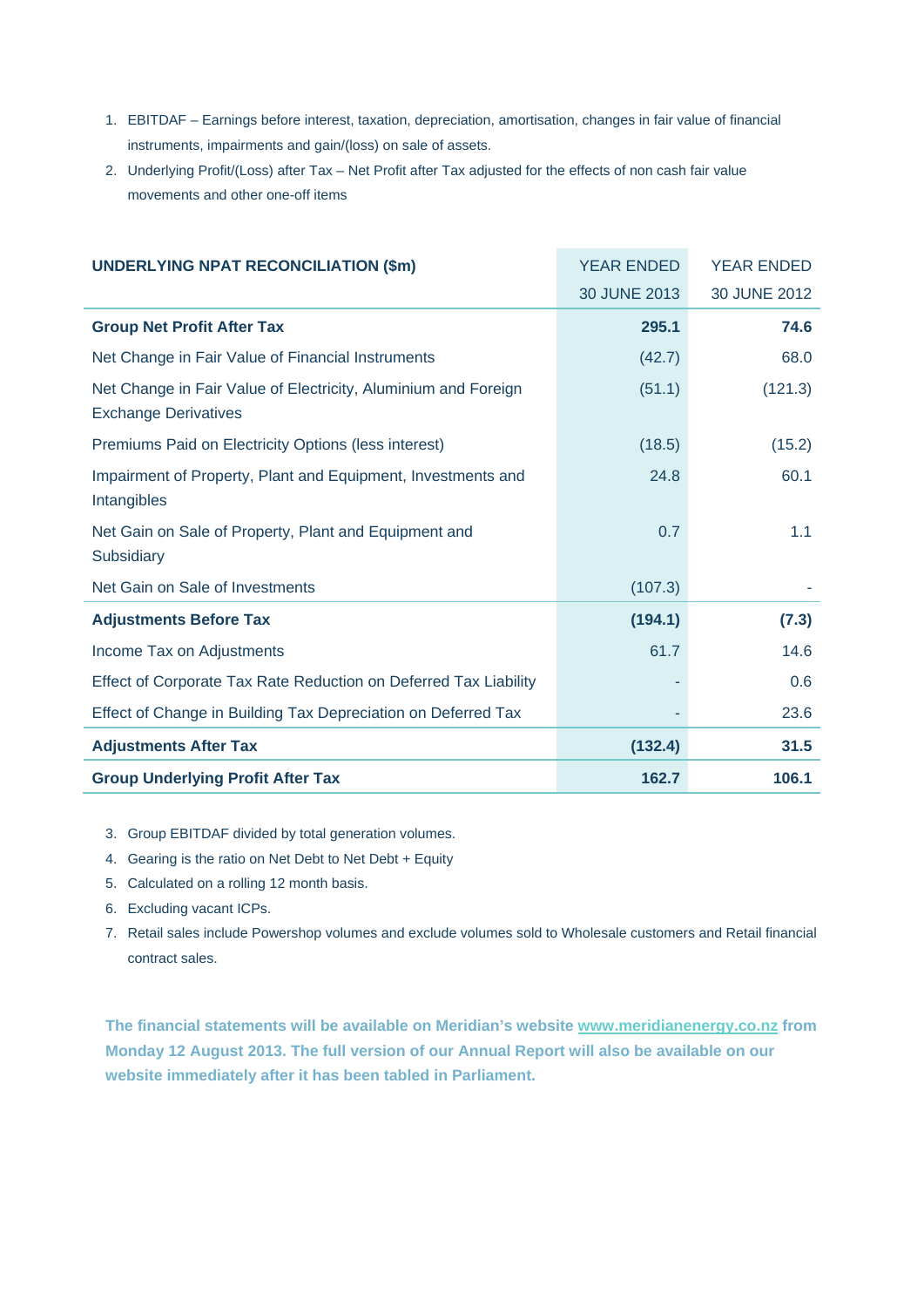1. EBITDAF – Earnings before interest, taxation, depreciation, amortisation, changes in fair value of financial instruments, impairments and gain/(loss) on sale of assets.
2. Underlying Profit/(Loss) after Tax – Net Profit after Tax adjusted for the effects of non cash fair value movements and other one-off items

| UNDERLYING NPAT RECONCILIATION ($m) | YEAR ENDED 30 JUNE 2013 | YEAR ENDED 30 JUNE 2012 |
|---|---|---|
| **Group Net Profit After Tax** | **295.1** | **74.6** |
| Net Change in Fair Value of Financial Instruments | (42.7) | 68.0 |
| Net Change in Fair Value of Electricity, Aluminium and Foreign Exchange Derivatives | (51.1) | (121.3) |
| Premiums Paid on Electricity Options (less interest) | (18.5) | (15.2) |
| Impairment of Property, Plant and Equipment, Investments and Intangibles | 24.8 | 60.1 |
| Net Gain on Sale of Property, Plant and Equipment and Subsidiary | 0.7 | 1.1 |
| Net Gain on Sale of Investments | (107.3) | - |
| **Adjustments Before Tax** | **(194.1)** | **(7.3)** |
| Income Tax on Adjustments | 61.7 | 14.6 |
| Effect of Corporate Tax Rate Reduction on Deferred Tax Liability | - | 0.6 |
| Effect of Change in Building Tax Depreciation on Deferred Tax | - | 23.6 |
| **Adjustments After Tax** | **(132.4)** | **31.5** |
| **Group Underlying Profit After Tax** | **162.7** | **106.1** |

3. Group EBITDAF divided by total generation volumes.
4. Gearing is the ratio on Net Debt to Net Debt + Equity
5. Calculated on a rolling 12 month basis.
6. Excluding vacant ICPs.
7. Retail sales include Powershop volumes and exclude volumes sold to Wholesale customers and Retail financial contract sales.

**The financial statements will be available on Meridian's website [www.meridianenergy.co.nz](http://www.meridianenergy.co.nz) from Monday 12 August 2013. The full version of our Annual Report will also be available on our website immediately after it has been tabled in Parliament.**